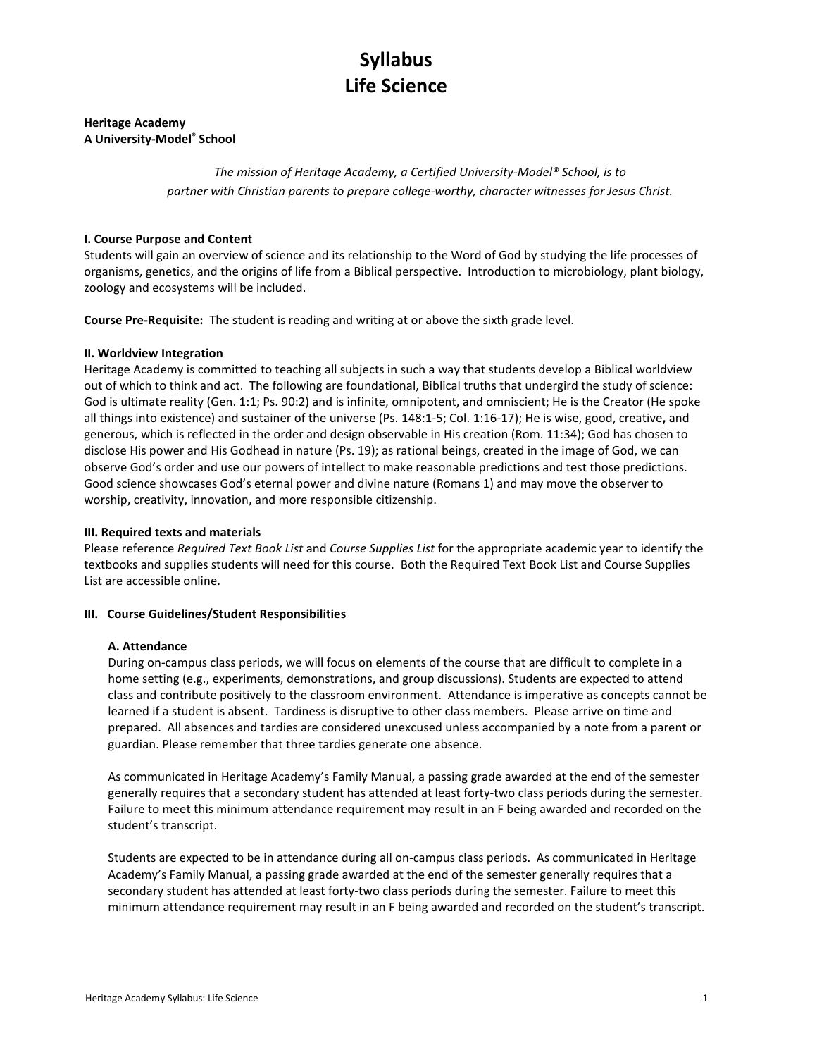# Syllabus
# Life Science

**Heritage Academy**
**A University-Model® School**

*The mission of Heritage Academy, a Certified University-Model® School, is to partner with Christian parents to prepare college-worthy, character witnesses for Jesus Christ.*

### I. Course Purpose and Content

Students will gain an overview of science and its relationship to the Word of God by studying the life processes of organisms, genetics, and the origins of life from a Biblical perspective. Introduction to microbiology, plant biology, zoology and ecosystems will be included.

**Course Pre-Requisite:** The student is reading and writing at or above the sixth grade level.

### II. Worldview Integration

Heritage Academy is committed to teaching all subjects in such a way that students develop a Biblical worldview out of which to think and act. The following are foundational, Biblical truths that undergird the study of science: God is ultimate reality (Gen. 1:1; Ps. 90:2) and is infinite, omnipotent, and omniscient; He is the Creator (He spoke all things into existence) and sustainer of the universe (Ps. 148:1-5; Col. 1:16-17); He is wise, good, creative**,** and generous, which is reflected in the order and design observable in His creation (Rom. 11:34); God has chosen to disclose His power and His Godhead in nature (Ps. 19); as rational beings, created in the image of God, we can observe God's order and use our powers of intellect to make reasonable predictions and test those predictions. Good science showcases God's eternal power and divine nature (Romans 1) and may move the observer to worship, creativity, innovation, and more responsible citizenship.

### III. Required texts and materials

Please reference *Required Text Book List* and *Course Supplies List* for the appropriate academic year to identify the textbooks and supplies students will need for this course. Both the Required Text Book List and Course Supplies List are accessible online.

### III. Course Guidelines/Student Responsibilities

#### A. Attendance

During on-campus class periods, we will focus on elements of the course that are difficult to complete in a home setting (e.g., experiments, demonstrations, and group discussions). Students are expected to attend class and contribute positively to the classroom environment. Attendance is imperative as concepts cannot be learned if a student is absent. Tardiness is disruptive to other class members. Please arrive on time and prepared. All absences and tardies are considered unexcused unless accompanied by a note from a parent or guardian. Please remember that three tardies generate one absence.

As communicated in Heritage Academy's Family Manual, a passing grade awarded at the end of the semester generally requires that a secondary student has attended at least forty-two class periods during the semester. Failure to meet this minimum attendance requirement may result in an F being awarded and recorded on the student's transcript.

Students are expected to be in attendance during all on-campus class periods. As communicated in Heritage Academy's Family Manual, a passing grade awarded at the end of the semester generally requires that a secondary student has attended at least forty-two class periods during the semester. Failure to meet this minimum attendance requirement may result in an F being awarded and recorded on the student's transcript.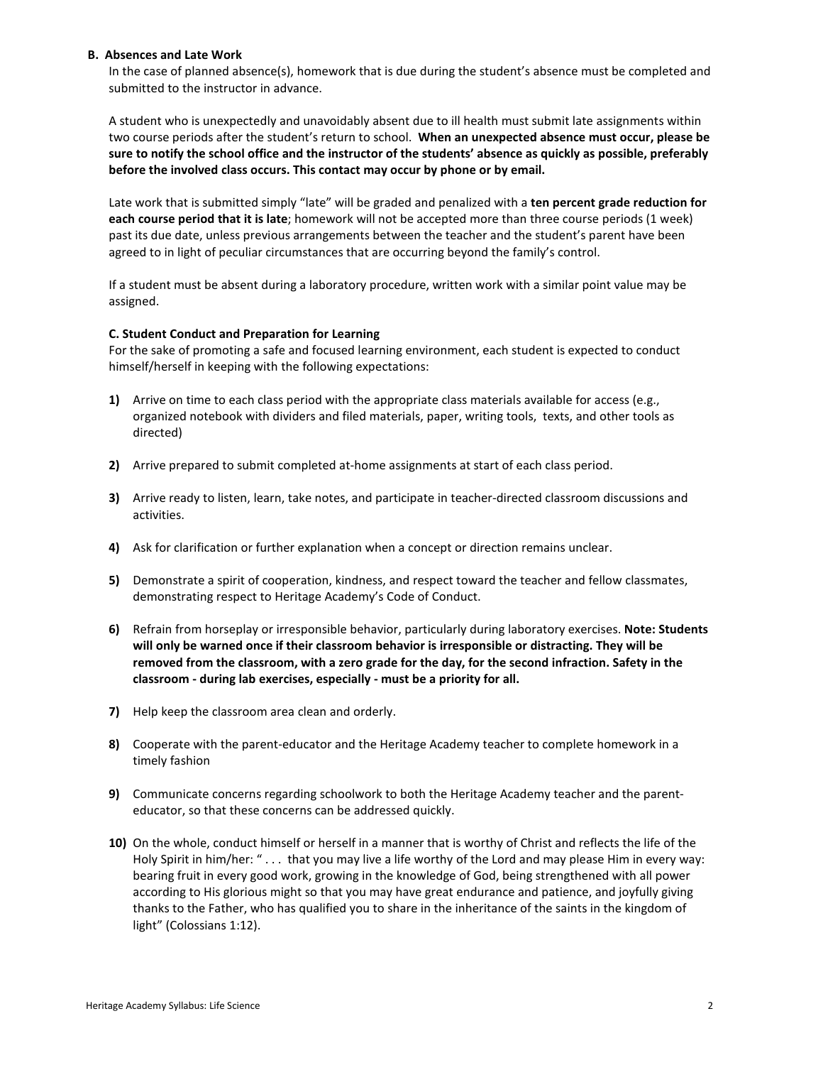### B. Absences and Late Work

In the case of planned absence(s), homework that is due during the student's absence must be completed and submitted to the instructor in advance.

A student who is unexpectedly and unavoidably absent due to ill health must submit late assignments within two course periods after the student's return to school. **When an unexpected absence must occur, please be sure to notify the school office and the instructor of the students' absence as quickly as possible, preferably before the involved class occurs. This contact may occur by phone or by email.**

Late work that is submitted simply "late" will be graded and penalized with a **ten percent grade reduction for each course period that it is late**; homework will not be accepted more than three course periods (1 week) past its due date, unless previous arrangements between the teacher and the student's parent have been agreed to in light of peculiar circumstances that are occurring beyond the family's control.

If a student must be absent during a laboratory procedure, written work with a similar point value may be assigned.

### C. Student Conduct and Preparation for Learning

For the sake of promoting a safe and focused learning environment, each student is expected to conduct himself/herself in keeping with the following expectations:

**1)** Arrive on time to each class period with the appropriate class materials available for access (e.g., organized notebook with dividers and filed materials, paper, writing tools, texts, and other tools as directed)

**2)** Arrive prepared to submit completed at-home assignments at start of each class period.

**3)** Arrive ready to listen, learn, take notes, and participate in teacher-directed classroom discussions and activities.

**4)** Ask for clarification or further explanation when a concept or direction remains unclear.

**5)** Demonstrate a spirit of cooperation, kindness, and respect toward the teacher and fellow classmates, demonstrating respect to Heritage Academy's Code of Conduct.

**6)** Refrain from horseplay or irresponsible behavior, particularly during laboratory exercises. **Note: Students will only be warned once if their classroom behavior is irresponsible or distracting. They will be removed from the classroom, with a zero grade for the day, for the second infraction. Safety in the classroom - during lab exercises, especially - must be a priority for all.**

**7)** Help keep the classroom area clean and orderly.

**8)** Cooperate with the parent-educator and the Heritage Academy teacher to complete homework in a timely fashion

**9)** Communicate concerns regarding schoolwork to both the Heritage Academy teacher and the parent-educator, so that these concerns can be addressed quickly.

**10)** On the whole, conduct himself or herself in a manner that is worthy of Christ and reflects the life of the Holy Spirit in him/her: " . . . that you may live a life worthy of the Lord and may please Him in every way: bearing fruit in every good work, growing in the knowledge of God, being strengthened with all power according to His glorious might so that you may have great endurance and patience, and joyfully giving thanks to the Father, who has qualified you to share in the inheritance of the saints in the kingdom of light" (Colossians 1:12).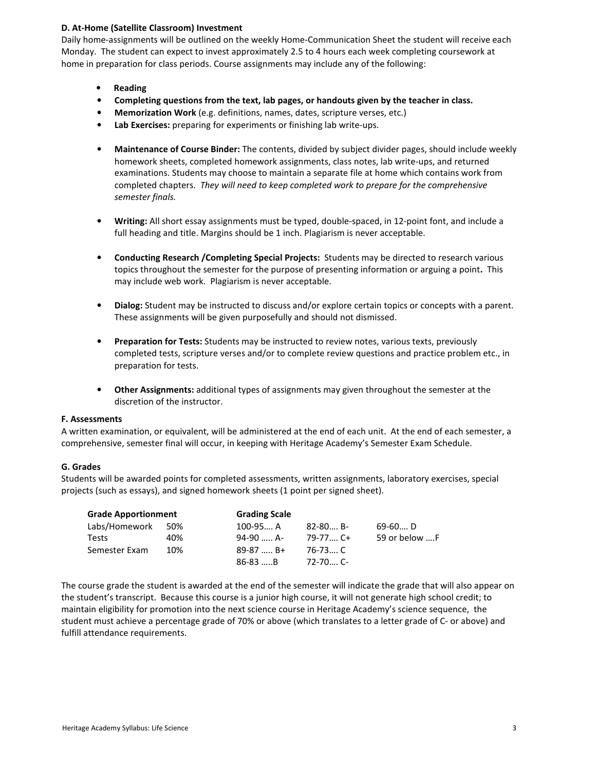**D. At-Home (Satellite Classroom) Investment**

Daily home-assignments will be outlined on the weekly Home-Communication Sheet the student will receive each Monday. The student can expect to invest approximately 2.5 to 4 hours each week completing coursework at home in preparation for class periods. Course assignments may include any of the following:

- **Reading**
- **Completing questions from the text, lab pages, or handouts given by the teacher in class.**
- **Memorization Work** (e.g. definitions, names, dates, scripture verses, etc.)
- **Lab Exercises:** preparing for experiments or finishing lab write-ups.
- **Maintenance of Course Binder:** The contents, divided by subject divider pages, should include weekly homework sheets, completed homework assignments, class notes, lab write-ups, and returned examinations. Students may choose to maintain a separate file at home which contains work from completed chapters. *They will need to keep completed work to prepare for the comprehensive semester finals.*
- **Writing:** All short essay assignments must be typed, double-spaced, in 12-point font, and include a full heading and title. Margins should be 1 inch. Plagiarism is never acceptable.
- **Conducting Research /Completing Special Projects:** Students may be directed to research various topics throughout the semester for the purpose of presenting information or arguing a point**.** This may include web work. Plagiarism is never acceptable.
- **Dialog:** Student may be instructed to discuss and/or explore certain topics or concepts with a parent. These assignments will be given purposefully and should not dismissed.
- **Preparation for Tests:** Students may be instructed to review notes, various texts, previously completed tests, scripture verses and/or to complete review questions and practice problem etc., in preparation for tests.
- **Other Assignments:** additional types of assignments may given throughout the semester at the discretion of the instructor.

**F. Assessments**

A written examination, or equivalent, will be administered at the end of each unit. At the end of each semester, a comprehensive, semester final will occur, in keeping with Heritage Academy's Semester Exam Schedule.

**G. Grades**

Students will be awarded points for completed assessments, written assignments, laboratory exercises, special projects (such as essays), and signed homework sheets (1 point per signed sheet).

| **Grade Apportionment** | | **Grading Scale** | | |
|---|---|---|---|---|
| Labs/Homework | 50% | 100-95…. A | 82-80…. B- | 69-60…. D |
| Tests | 40% | 94-90 ….. A- | 79-77…. C+ | 59 or below ….F |
| Semester Exam | 10% | 89-87 ….. B+ | 76-73…. C | |
| | | 86-83 …..B | 72-70…. C- | |

The course grade the student is awarded at the end of the semester will indicate the grade that will also appear on the student's transcript. Because this course is a junior high course, it will not generate high school credit; to maintain eligibility for promotion into the next science course in Heritage Academy's science sequence, the student must achieve a percentage grade of 70% or above (which translates to a letter grade of C- or above) and fulfill attendance requirements.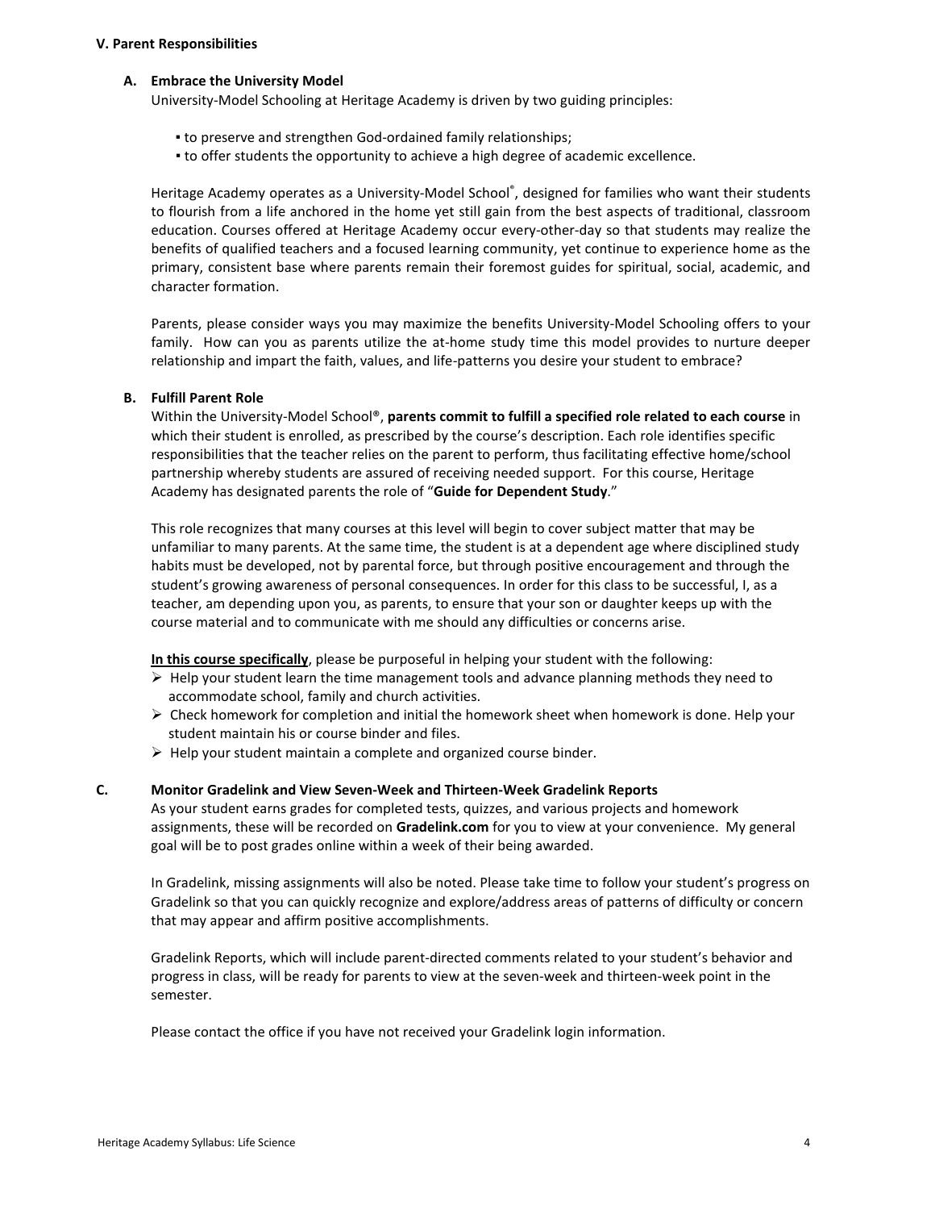## V. Parent Responsibilities

### A. Embrace the University Model

University-Model Schooling at Heritage Academy is driven by two guiding principles:

- to preserve and strengthen God-ordained family relationships;
- to offer students the opportunity to achieve a high degree of academic excellence.

Heritage Academy operates as a University-Model School®, designed for families who want their students to flourish from a life anchored in the home yet still gain from the best aspects of traditional, classroom education. Courses offered at Heritage Academy occur every-other-day so that students may realize the benefits of qualified teachers and a focused learning community, yet continue to experience home as the primary, consistent base where parents remain their foremost guides for spiritual, social, academic, and character formation.

Parents, please consider ways you may maximize the benefits University-Model Schooling offers to your family. How can you as parents utilize the at-home study time this model provides to nurture deeper relationship and impart the faith, values, and life-patterns you desire your student to embrace?

### B. Fulfill Parent Role

Within the University-Model School®, **parents commit to fulfill a specified role related to each course** in which their student is enrolled, as prescribed by the course's description. Each role identifies specific responsibilities that the teacher relies on the parent to perform, thus facilitating effective home/school partnership whereby students are assured of receiving needed support. For this course, Heritage Academy has designated parents the role of "**Guide for Dependent Study**."

This role recognizes that many courses at this level will begin to cover subject matter that may be unfamiliar to many parents. At the same time, the student is at a dependent age where disciplined study habits must be developed, not by parental force, but through positive encouragement and through the student's growing awareness of personal consequences. In order for this class to be successful, I, as a teacher, am depending upon you, as parents, to ensure that your son or daughter keeps up with the course material and to communicate with me should any difficulties or concerns arise.

<u>**In this course specifically**</u>, please be purposeful in helping your student with the following:

- Help your student learn the time management tools and advance planning methods they need to accommodate school, family and church activities.
- Check homework for completion and initial the homework sheet when homework is done. Help your student maintain his or course binder and files.
- Help your student maintain a complete and organized course binder.

### C. Monitor Gradelink and View Seven-Week and Thirteen-Week Gradelink Reports

As your student earns grades for completed tests, quizzes, and various projects and homework assignments, these will be recorded on **Gradelink.com** for you to view at your convenience. My general goal will be to post grades online within a week of their being awarded.

In Gradelink, missing assignments will also be noted. Please take time to follow your student's progress on Gradelink so that you can quickly recognize and explore/address areas of patterns of difficulty or concern that may appear and affirm positive accomplishments.

Gradelink Reports, which will include parent-directed comments related to your student's behavior and progress in class, will be ready for parents to view at the seven-week and thirteen-week point in the semester.

Please contact the office if you have not received your Gradelink login information.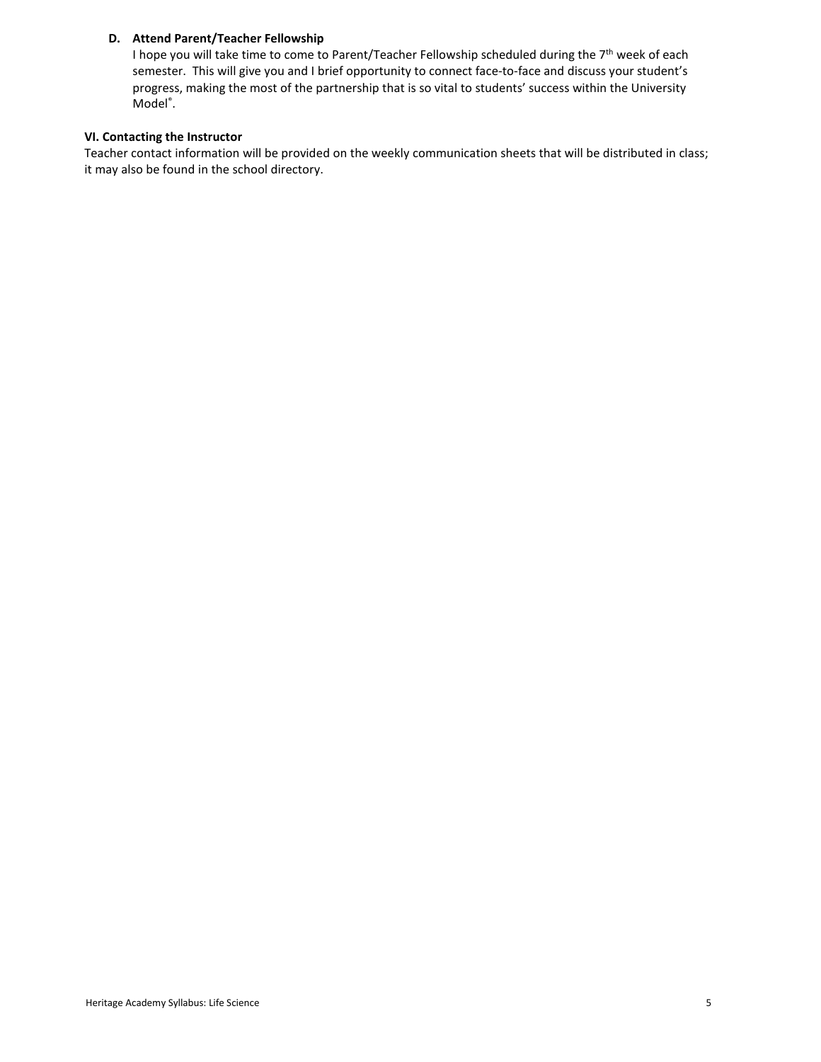**D. Attend Parent/Teacher Fellowship**

I hope you will take time to come to Parent/Teacher Fellowship scheduled during the 7th week of each semester. This will give you and I brief opportunity to connect face-to-face and discuss your student's progress, making the most of the partnership that is so vital to students' success within the University Model®.

## VI. Contacting the Instructor

Teacher contact information will be provided on the weekly communication sheets that will be distributed in class; it may also be found in the school directory.